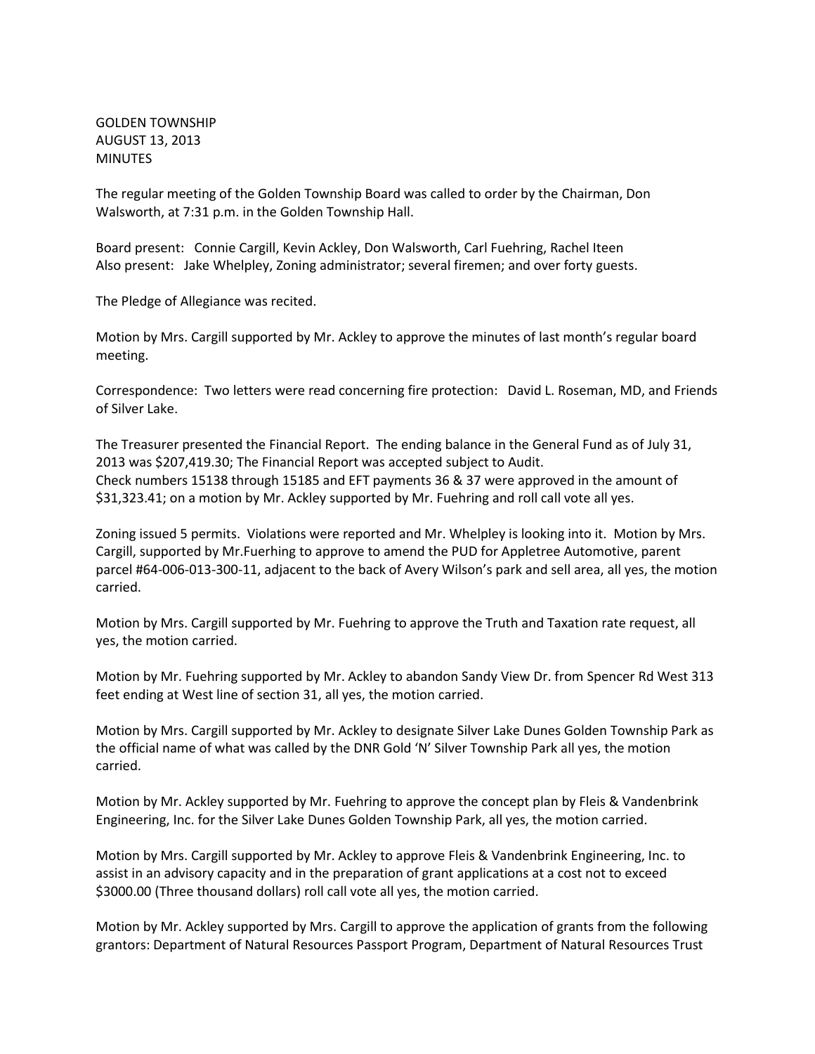GOLDEN TOWNSHIP  
AUGUST 13, 2013  
MINUTES

The regular meeting of the Golden Township Board was called to order by the Chairman, Don Walsworth, at 7:31 p.m. in the Golden Township Hall.

Board present: Connie Cargill, Kevin Ackley, Don Walsworth, Carl Fuehring, Rachel Iteen  
Also present: Jake Whelpley, Zoning administrator; several firemen; and over forty guests.

The Pledge of Allegiance was recited.

Motion by Mrs. Cargill supported by Mr. Ackley to approve the minutes of last month's regular board meeting.

Correspondence: Two letters were read concerning fire protection: David L. Roseman, MD, and Friends of Silver Lake.

The Treasurer presented the Financial Report. The ending balance in the General Fund as of July 31, 2013 was $207,419.30; The Financial Report was accepted subject to Audit.  
Check numbers 15138 through 15185 and EFT payments 36 & 37 were approved in the amount of $31,323.41; on a motion by Mr. Ackley supported by Mr. Fuehring and roll call vote all yes.

Zoning issued 5 permits. Violations were reported and Mr. Whelpley is looking into it. Motion by Mrs. Cargill, supported by Mr.Fuerhing to approve to amend the PUD for Appletree Automotive, parent parcel #64-006-013-300-11, adjacent to the back of Avery Wilson's park and sell area, all yes, the motion carried.

Motion by Mrs. Cargill supported by Mr. Fuehring to approve the Truth and Taxation rate request, all yes, the motion carried.

Motion by Mr. Fuehring supported by Mr. Ackley to abandon Sandy View Dr. from Spencer Rd West 313 feet ending at West line of section 31, all yes, the motion carried.

Motion by Mrs. Cargill supported by Mr. Ackley to designate Silver Lake Dunes Golden Township Park as the official name of what was called by the DNR Gold 'N' Silver Township Park all yes, the motion carried.

Motion by Mr. Ackley supported by Mr. Fuehring to approve the concept plan by Fleis & Vandenbrink Engineering, Inc. for the Silver Lake Dunes Golden Township Park, all yes, the motion carried.

Motion by Mrs. Cargill supported by Mr. Ackley to approve Fleis & Vandenbrink Engineering, Inc. to assist in an advisory capacity and in the preparation of grant applications at a cost not to exceed $3000.00 (Three thousand dollars) roll call vote all yes, the motion carried.

Motion by Mr. Ackley supported by Mrs. Cargill to approve the application of grants from the following grantors: Department of Natural Resources Passport Program, Department of Natural Resources Trust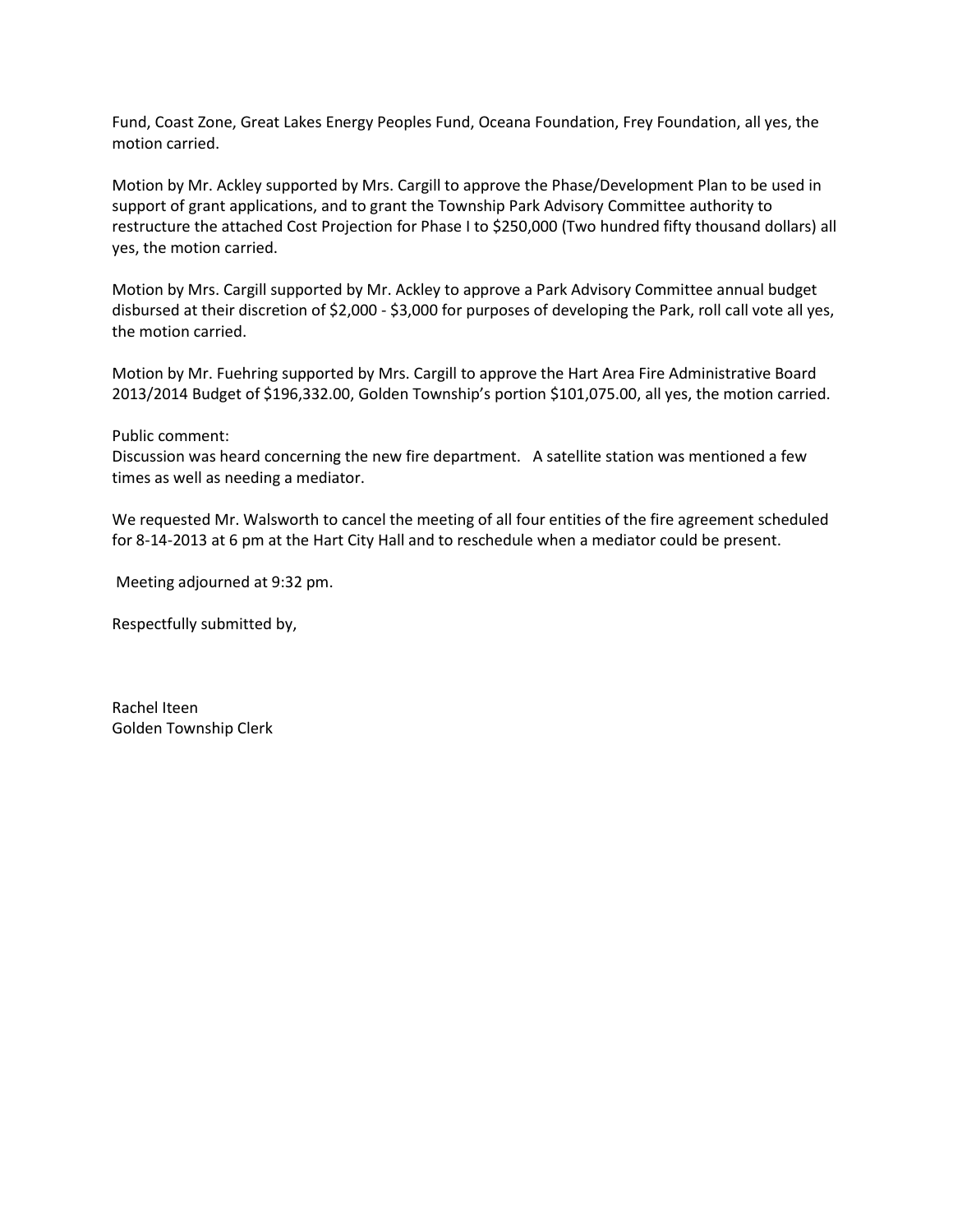Fund, Coast Zone, Great Lakes Energy Peoples Fund, Oceana Foundation, Frey Foundation, all yes, the motion carried.

Motion by Mr. Ackley supported by Mrs. Cargill to approve the Phase/Development Plan to be used in support of grant applications, and to grant the Township Park Advisory Committee authority to restructure the attached Cost Projection for Phase I to $250,000 (Two hundred fifty thousand dollars) all yes, the motion carried.

Motion by Mrs. Cargill supported by Mr. Ackley to approve a Park Advisory Committee annual budget disbursed at their discretion of $2,000 - $3,000 for purposes of developing the Park, roll call vote all yes, the motion carried.

Motion by Mr. Fuehring supported by Mrs. Cargill to approve the Hart Area Fire Administrative Board 2013/2014 Budget of $196,332.00, Golden Township's portion $101,075.00, all yes, the motion carried.

Public comment:
Discussion was heard concerning the new fire department. A satellite station was mentioned a few times as well as needing a mediator.

We requested Mr. Walsworth to cancel the meeting of all four entities of the fire agreement scheduled for 8-14-2013 at 6 pm at the Hart City Hall and to reschedule when a mediator could be present.

Meeting adjourned at 9:32 pm.

Respectfully submitted by,

Rachel Iteen
Golden Township Clerk